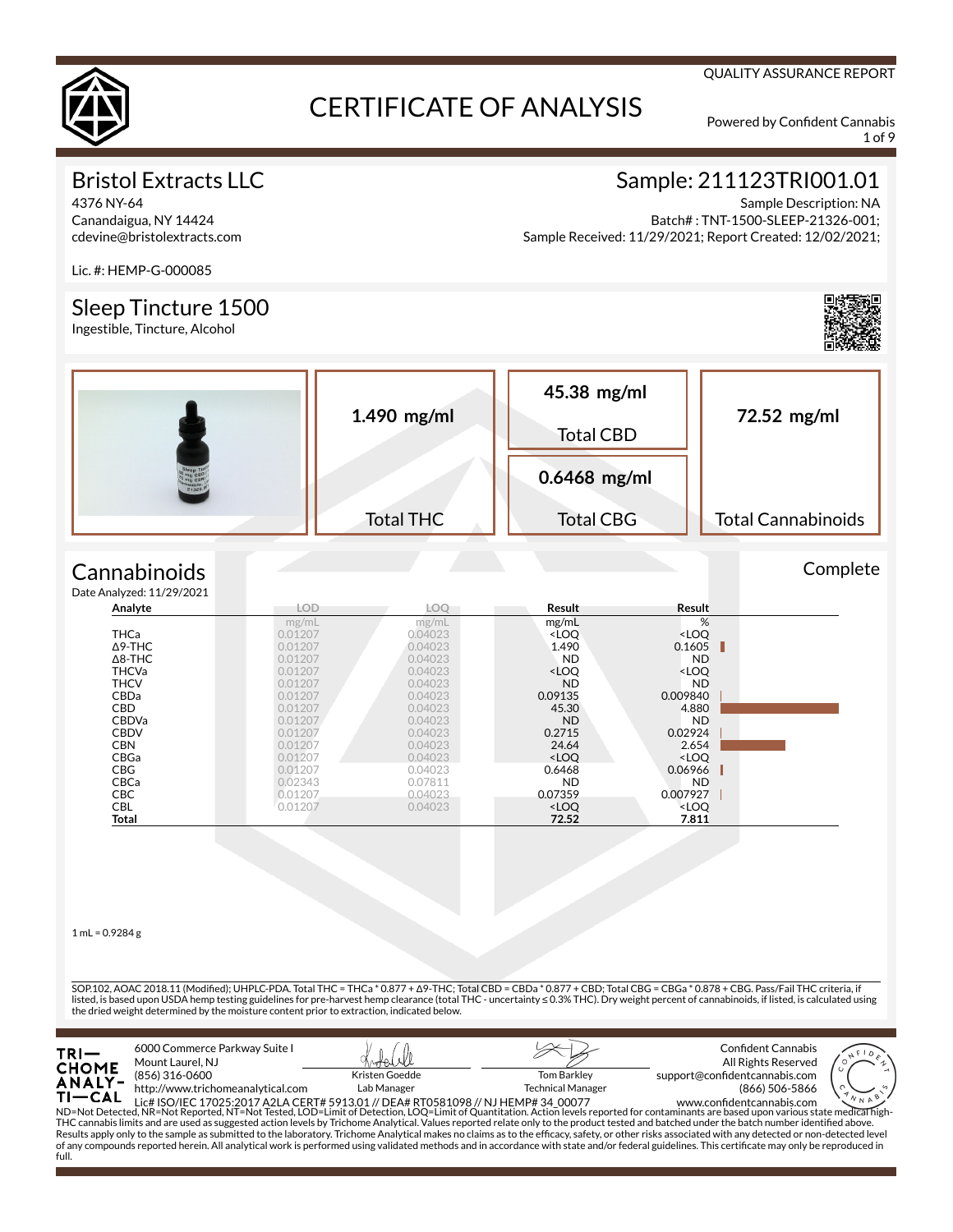QUALITY ASSURANCE REPORT

# CERTIFICATE OF ANALYSIS

Powered by Confident Cannabis

## Bristol Extracts LLC

4376 NY-64
Canandaigua, NY 14424
cdevine@bristolextracts.com

Lic. #: HEMP-G-000085

## Sample: 211123TRI001.01

Sample Description: NA
Batch# : TNT-1500-SLEEP-21326-001;
Sample Received: 11/29/2021; Report Created: 12/02/2021;

## Sleep Tincture 1500

Ingestible, Tincture, Alcohol

| Total THC | Total CBD | Total CBG | Total Cannabinoids |
|---|---|---|---|
| 1.490 mg/ml | 45.38 mg/ml | 0.6468 mg/ml | 72.52 mg/ml |

## Cannabinoids

Complete

Date Analyzed: 11/29/2021

| Analyte | LOD | LOQ | Result | Result |
|---|---|---|---|---|
| | mg/mL | mg/mL | mg/mL | % |
| THCa | 0.01207 | 0.04023 | <LOQ | <LOQ |
| Δ9-THC | 0.01207 | 0.04023 | 1.490 | 0.1605 |
| Δ8-THC | 0.01207 | 0.04023 | ND | ND |
| THCVa | 0.01207 | 0.04023 | <LOQ | <LOQ |
| THCV | 0.01207 | 0.04023 | ND | ND |
| CBDa | 0.01207 | 0.04023 | 0.09135 | 0.009840 |
| CBD | 0.01207 | 0.04023 | 45.30 | 4.880 |
| CBDVa | 0.01207 | 0.04023 | ND | ND |
| CBDV | 0.01207 | 0.04023 | 0.2715 | 0.02924 |
| CBN | 0.01207 | 0.04023 | 24.64 | 2.654 |
| CBGa | 0.01207 | 0.04023 | <LOQ | <LOQ |
| CBG | 0.01207 | 0.04023 | 0.6468 | 0.06966 |
| CBCa | 0.02343 | 0.07811 | ND | ND |
| CBC | 0.01207 | 0.04023 | 0.07359 | 0.007927 |
| CBL | 0.01207 | 0.04023 | <LOQ | <LOQ |
| **Total** | | | **72.52** | **7.811** |

1 mL = 0.9284 g

SOP.102, AOAC 2018.11 (Modified); UHPLC-PDA. Total THC = THCa * 0.877 + Δ9-THC; Total CBD = CBDa * 0.877 + CBD; Total CBG = CBGa * 0.878 + CBG. Pass/Fail THC criteria, if listed, is based upon USDA hemp testing guidelines for pre-harvest hemp clearance (total THC - uncertainty ≤ 0.3% THC). Dry weight percent of cannabinoids, if listed, is calculated using the dried weight determined by the moisture content prior to extraction, indicated below.

TRICHOME ANALYTICAL
6000 Commerce Parkway Suite I
Mount Laurel, NJ
(856) 316-0600
http://www.trichomeanalytical.com
Lic# ISO/IEC 17025:2017 A2LA CERT# 5913.01 // DEA# RT0581098 // NJ HEMP# 34_00077

Kristen Goedde
Lab Manager

Tom Barkley
Technical Manager

Confident Cannabis
All Rights Reserved
support@confidentcannabis.com
(866) 506-5866
www.confidentcannabis.com

ND=Not Detected, NR=Not Reported, NT=Not Tested, LOD=Limit of Detection, LOQ=Limit of Quantitation. Action levels reported for contaminants are based upon various state medical high-THC cannabis limits and are used as suggested action levels by Trichome Analytical. Values reported relate only to the product tested and batched under the batch number identified above. Results apply only to the sample as submitted to the laboratory. Trichome Analytical makes no claims as to the efficacy, safety, or other risks associated with any detected or non-detected level of any compounds reported herein. All analytical work is performed using validated methods and in accordance with state and/or federal guidelines. This certificate may only be reproduced in full.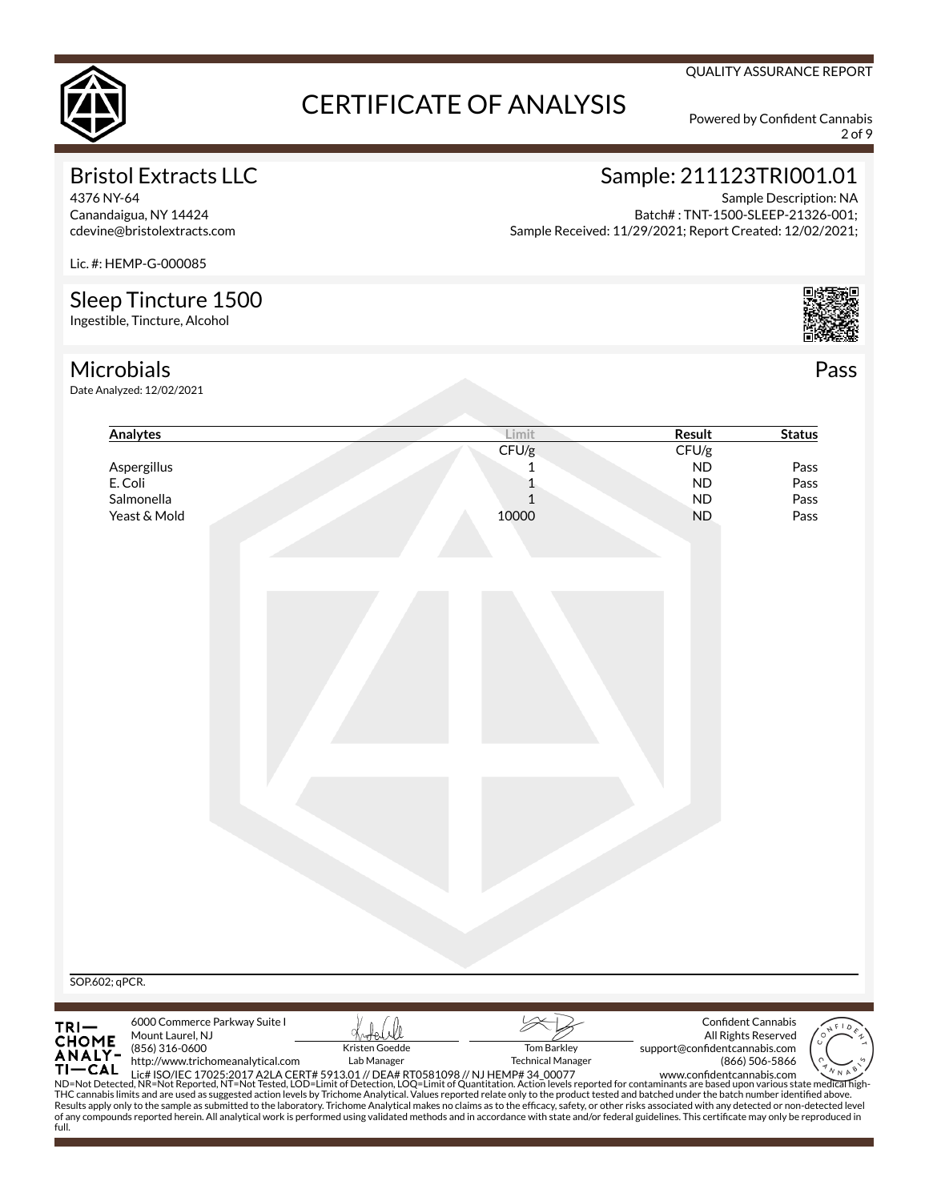QUALITY ASSURANCE REPORT

# CERTIFICATE OF ANALYSIS

Powered by Confident Cannabis

## Bristol Extracts LLC

4376 NY-64
Canandaigua, NY 14424
cdevine@bristolextracts.com

Lic. #: HEMP-G-000085

## Sample: 211123TRI001.01

Sample Description: NA
Batch# : TNT-1500-SLEEP-21326-001;
Sample Received: 11/29/2021; Report Created: 12/02/2021;

## Sleep Tincture 1500

Ingestible, Tincture, Alcohol

## Microbials

**Pass**

Date Analyzed: 12/02/2021

| Analytes | Limit | Result | Status |
|---|---|---|---|
| | CFU/g | CFU/g | |
| Aspergillus | 1 | ND | Pass |
| E. Coli | 1 | ND | Pass |
| Salmonella | 1 | ND | Pass |
| Yeast & Mold | 10000 | ND | Pass |

SOP.602; qPCR.

TRICHOME ANALYTICAL
6000 Commerce Parkway Suite I
Mount Laurel, NJ
(856) 316-0600
http://www.trichomeanalytical.com
Lic# ISO/IEC 17025:2017 A2LA CERT# 5913.01 // DEA# RT0581098 // NJ HEMP# 34_00077

Kristen Goedde
Lab Manager

Tom Barkley
Technical Manager

Confident Cannabis
All Rights Reserved
support@confidentcannabis.com
(866) 506-5866
www.confidentcannabis.com

ND=Not Detected, NR=Not Reported, NT=Not Tested, LOD=Limit of Detection, LOQ=Limit of Quantitation. Action levels reported for contaminants are based upon various state medical high-THC cannabis limits and are used as suggested action levels by Trichome Analytical. Values reported relate only to the product tested and batched under the batch number identified above. Results apply only to the sample as submitted to the laboratory. Trichome Analytical makes no claims as to the efficacy, safety, or other risks associated with any detected or non-detected level of any compounds reported herein. All analytical work is performed using validated methods and in accordance with state and/or federal guidelines. This certificate may only be reproduced in full.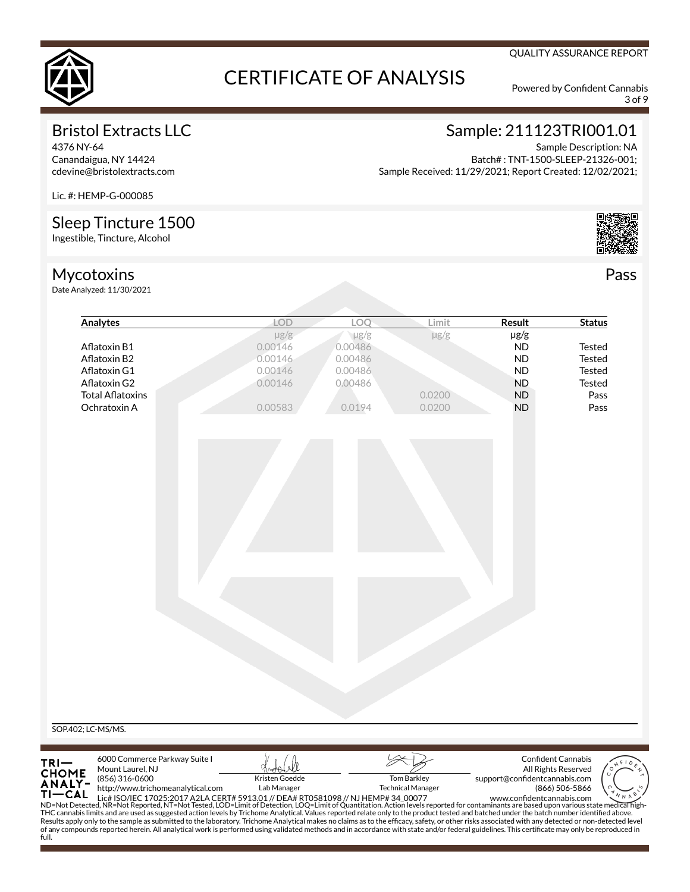QUALITY ASSURANCE REPORT

# CERTIFICATE OF ANALYSIS

Powered by Confident Cannabis

## Bristol Extracts LLC

4376 NY-64
Canandaigua, NY 14424
cdevine@bristolextracts.com

Lic. #: HEMP-G-000085

## Sample: 211123TRI001.01

Sample Description: NA
Batch# : TNT-1500-SLEEP-21326-001;
Sample Received: 11/29/2021; Report Created: 12/02/2021;

## Sleep Tincture 1500

Ingestible, Tincture, Alcohol

## Mycotoxins

Pass

Date Analyzed: 11/30/2021

| Analytes | LOD | LOQ | Limit | Result | Status |
|---|---|---|---|---|---|
| | μg/g | μg/g | μg/g | μg/g | |
| Aflatoxin B1 | 0.00146 | 0.00486 | | ND | Tested |
| Aflatoxin B2 | 0.00146 | 0.00486 | | ND | Tested |
| Aflatoxin G1 | 0.00146 | 0.00486 | | ND | Tested |
| Aflatoxin G2 | 0.00146 | 0.00486 | | ND | Tested |
| Total Aflatoxins | | | 0.0200 | ND | Pass |
| Ochratoxin A | 0.00583 | 0.0194 | 0.0200 | ND | Pass |

SOP.402; LC-MS/MS.

TRICHOME ANALYTICAL
6000 Commerce Parkway Suite I
Mount Laurel, NJ
(856) 316-0600
http://www.trichomeanalytical.com
Lic# ISO/IEC 17025:2017 A2LA CERT# 5913.01 // DEA# RT0581098 // NJ HEMP# 34_00077

Kristen Goedde
Lab Manager

Tom Barkley
Technical Manager

Confident Cannabis
All Rights Reserved
support@confidentcannabis.com
(866) 506-5866
www.confidentcannabis.com

ND=Not Detected, NR=Not Reported, NT=Not Tested, LOD=Limit of Detection, LOQ=Limit of Quantitation. Action levels reported for contaminants are based upon various state medical high-THC cannabis limits and are used as suggested action levels by Trichome Analytical. Values reported relate only to the product tested and batched under the batch number identified above. Results apply only to the sample as submitted to the laboratory. Trichome Analytical makes no claims as to the efficacy, safety, or other risks associated with any detected or non-detected level of any compounds reported herein. All analytical work is performed using validated methods and in accordance with state and/or federal guidelines. This certificate may only be reproduced in full.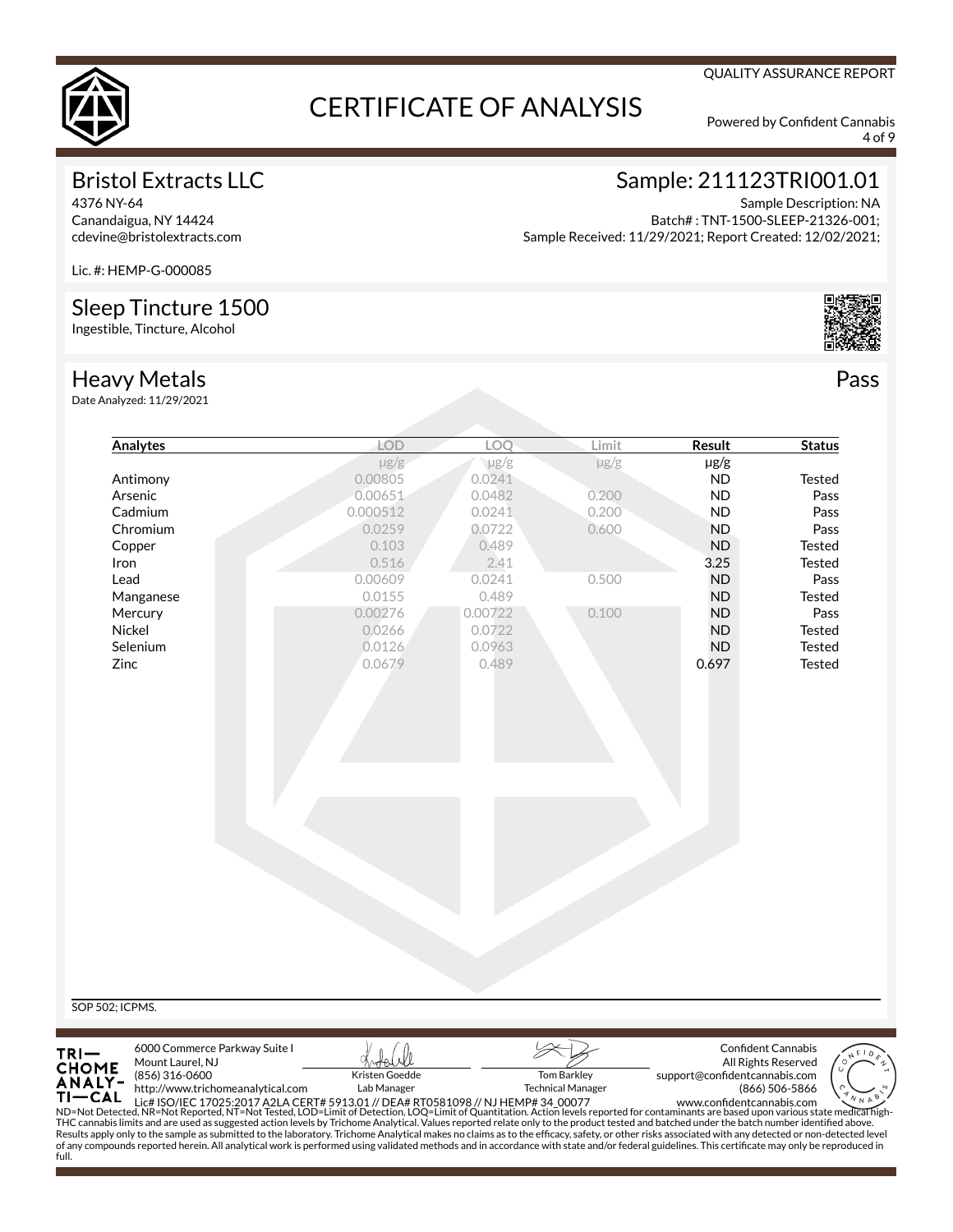QUALITY ASSURANCE REPORT

# CERTIFICATE OF ANALYSIS

Powered by Confident Cannabis

## Bristol Extracts LLC

4376 NY-64
Canandaigua, NY 14424
cdevine@bristolextracts.com

Lic. #: HEMP-G-000085

## Sample: 211123TRI001.01

Sample Description: NA
Batch# : TNT-1500-SLEEP-21326-001;
Sample Received: 11/29/2021; Report Created: 12/02/2021;

## Sleep Tincture 1500

Ingestible, Tincture, Alcohol

## Heavy Metals

Pass

Date Analyzed: 11/29/2021

| Analytes | LOD | LOQ | Limit | Result | Status |
|---|---|---|---|---|---|
| | μg/g | μg/g | μg/g | μg/g | |
| Antimony | 0.00805 | 0.0241 | | ND | Tested |
| Arsenic | 0.00651 | 0.0482 | 0.200 | ND | Pass |
| Cadmium | 0.000512 | 0.0241 | 0.200 | ND | Pass |
| Chromium | 0.0259 | 0.0722 | 0.600 | ND | Pass |
| Copper | 0.103 | 0.489 | | ND | Tested |
| Iron | 0.516 | 2.41 | | 3.25 | Tested |
| Lead | 0.00609 | 0.0241 | 0.500 | ND | Pass |
| Manganese | 0.0155 | 0.489 | | ND | Tested |
| Mercury | 0.00276 | 0.00722 | 0.100 | ND | Pass |
| Nickel | 0.0266 | 0.0722 | | ND | Tested |
| Selenium | 0.0126 | 0.0963 | | ND | Tested |
| Zinc | 0.0679 | 0.489 | | 0.697 | Tested |

SOP 502; ICPMS.

TRICHOME ANALYTICAL
6000 Commerce Parkway Suite I
Mount Laurel, NJ
(856) 316-0600
http://www.trichomeanalytical.com
Lic# ISO/IEC 17025:2017 A2LA CERT# 5913.01 // DEA# RT0581098 // NJ HEMP# 34_00077

Kristen Goedde
Lab Manager

Tom Barkley
Technical Manager

Confident Cannabis
All Rights Reserved
support@confidentcannabis.com
(866) 506-5866
www.confidentcannabis.com

ND=Not Detected, NR=Not Reported, NT=Not Tested, LOD=Limit of Detection, LOQ=Limit of Quantitation. Action levels reported for contaminants are based upon various state medical high-THC cannabis limits and are used as suggested action levels by Trichome Analytical. Values reported relate only to the product tested and batched under the batch number identified above. Results apply only to the sample as submitted to the laboratory. Trichome Analytical makes no claims as to the efficacy, safety, or other risks associated with any detected or non-detected level of any compounds reported herein. All analytical work is performed using validated methods and in accordance with state and/or federal guidelines. This certificate may only be reproduced in full.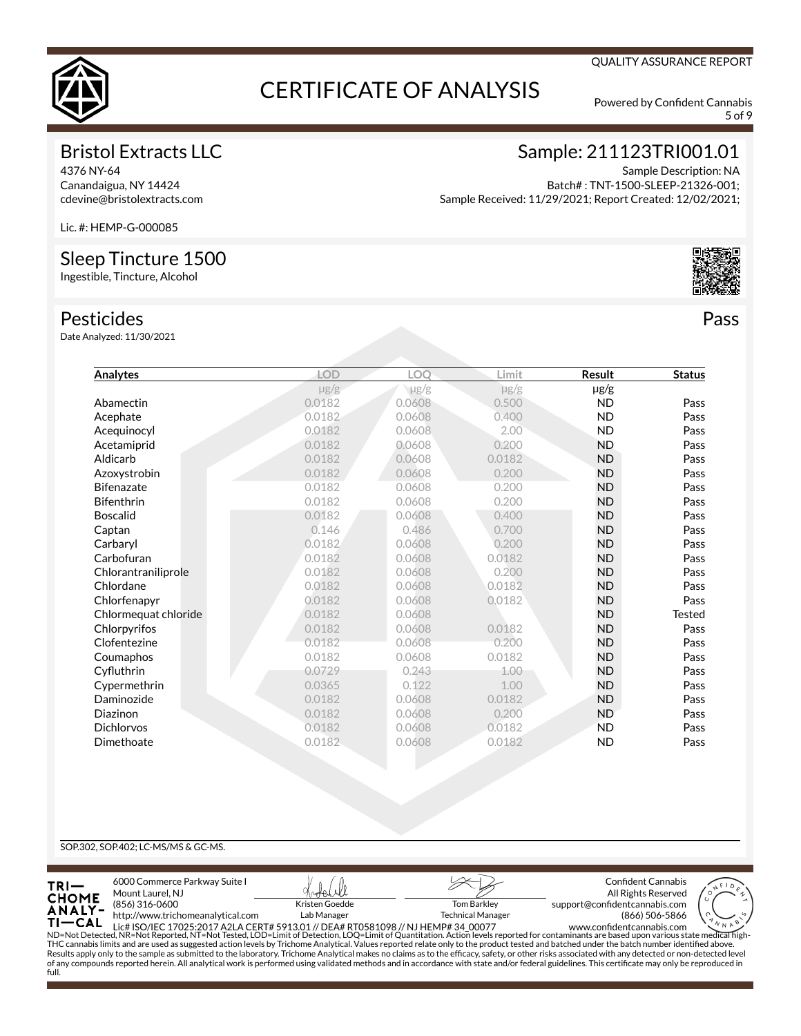QUALITY ASSURANCE REPORT

# CERTIFICATE OF ANALYSIS

Powered by Confident Cannabis

## Bristol Extracts LLC

4376 NY-64
Canandaigua, NY 14424
cdevine@bristolextracts.com

Lic. #: HEMP-G-000085

## Sample: 211123TRI001.01

Sample Description: NA
Batch# : TNT-1500-SLEEP-21326-001;
Sample Received: 11/29/2021; Report Created: 12/02/2021;

## Sleep Tincture 1500

Ingestible, Tincture, Alcohol

## Pesticides

**Pass**

Date Analyzed: 11/30/2021

| Analytes | LOD | LOQ | Limit | Result | Status |
|---|---|---|---|---|---|
| | μg/g | μg/g | μg/g | μg/g | |
| Abamectin | 0.0182 | 0.0608 | 0.500 | ND | Pass |
| Acephate | 0.0182 | 0.0608 | 0.400 | ND | Pass |
| Acequinocyl | 0.0182 | 0.0608 | 2.00 | ND | Pass |
| Acetamiprid | 0.0182 | 0.0608 | 0.200 | ND | Pass |
| Aldicarb | 0.0182 | 0.0608 | 0.0182 | ND | Pass |
| Azoxystrobin | 0.0182 | 0.0608 | 0.200 | ND | Pass |
| Bifenazate | 0.0182 | 0.0608 | 0.200 | ND | Pass |
| Bifenthrin | 0.0182 | 0.0608 | 0.200 | ND | Pass |
| Boscalid | 0.0182 | 0.0608 | 0.400 | ND | Pass |
| Captan | 0.146 | 0.486 | 0.700 | ND | Pass |
| Carbaryl | 0.0182 | 0.0608 | 0.200 | ND | Pass |
| Carbofuran | 0.0182 | 0.0608 | 0.0182 | ND | Pass |
| Chlorantraniliprole | 0.0182 | 0.0608 | 0.200 | ND | Pass |
| Chlordane | 0.0182 | 0.0608 | 0.0182 | ND | Pass |
| Chlorfenapyr | 0.0182 | 0.0608 | 0.0182 | ND | Pass |
| Chlormequat chloride | 0.0182 | 0.0608 | | ND | Tested |
| Chlorpyrifos | 0.0182 | 0.0608 | 0.0182 | ND | Pass |
| Clofentezine | 0.0182 | 0.0608 | 0.200 | ND | Pass |
| Coumaphos | 0.0182 | 0.0608 | 0.0182 | ND | Pass |
| Cyfluthrin | 0.0729 | 0.243 | 1.00 | ND | Pass |
| Cypermethrin | 0.0365 | 0.122 | 1.00 | ND | Pass |
| Daminozide | 0.0182 | 0.0608 | 0.0182 | ND | Pass |
| Diazinon | 0.0182 | 0.0608 | 0.200 | ND | Pass |
| Dichlorvos | 0.0182 | 0.0608 | 0.0182 | ND | Pass |
| Dimethoate | 0.0182 | 0.0608 | 0.0182 | ND | Pass |

SOP.302, SOP.402; LC-MS/MS & GC-MS.

6000 Commerce Parkway Suite I
Mount Laurel, NJ
(856) 316-0600
http://www.trichomeanalytical.com
Lic# ISO/IEC 17025:2017 A2LA CERT# 5913.01 // DEA# RT0581098 // NJ HEMP# 34_00077

Kristen Goedde
Lab Manager

Tom Barkley
Technical Manager

Confident Cannabis
All Rights Reserved
support@confidentcannabis.com
(866) 506-5866
www.confidentcannabis.com

ND=Not Detected, NR=Not Reported, NT=Not Tested, LOD=Limit of Detection, LOQ=Limit of Quantitation. Action levels reported for contaminants are based upon various state medical high-THC cannabis limits and are used as suggested action levels by Trichome Analytical. Values reported relate only to the product tested and batched under the batch number identified above. Results apply only to the sample as submitted to the laboratory. Trichome Analytical makes no claims as to the efficacy, safety, or other risks associated with any detected or non-detected level of any compounds reported herein. All analytical work is performed using validated methods and in accordance with state and/or federal guidelines. This certificate may only be reproduced in full.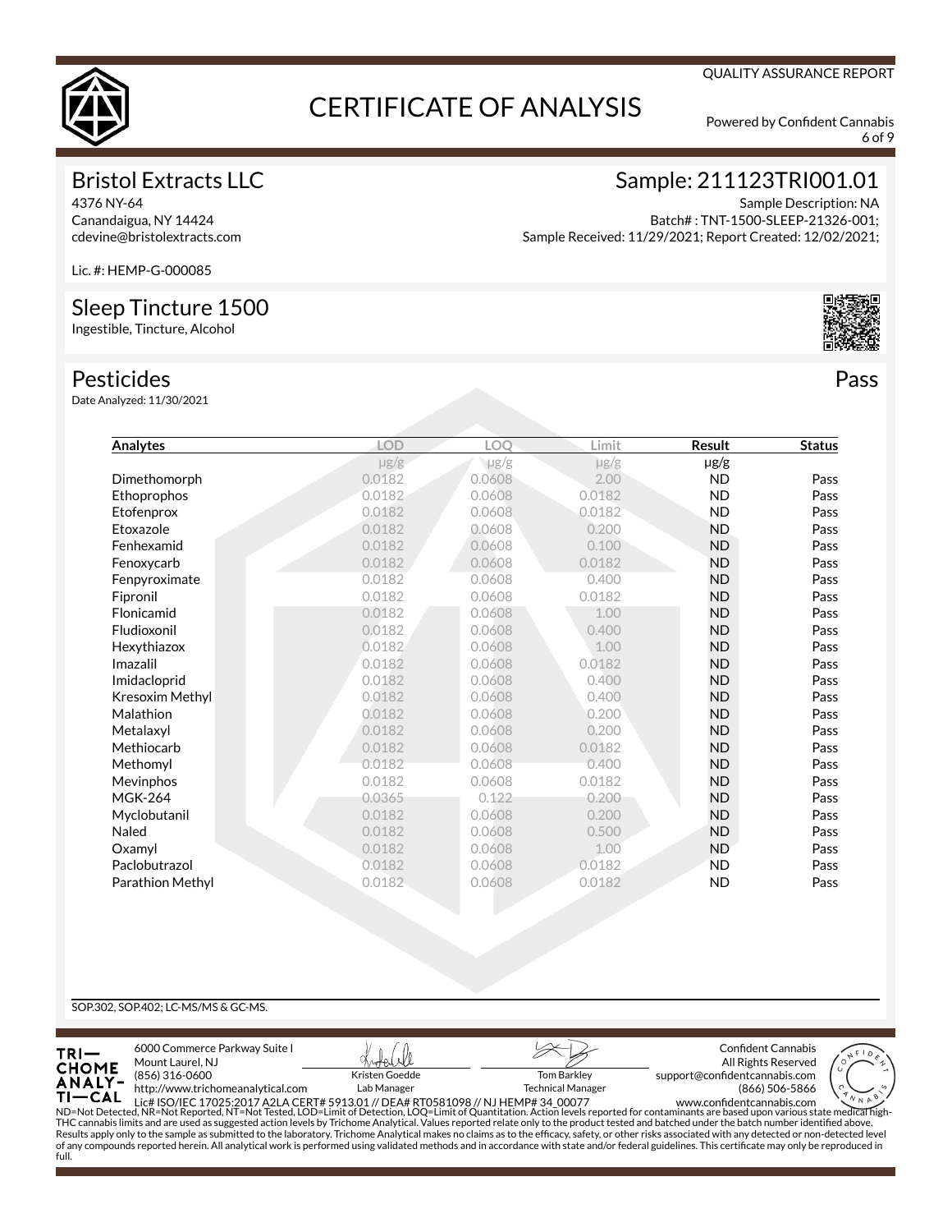QUALITY ASSURANCE REPORT

# CERTIFICATE OF ANALYSIS

Powered by Confident Cannabis

## Bristol Extracts LLC

4376 NY-64
Canandaigua, NY 14424
cdevine@bristolextracts.com

Lic. #: HEMP-G-000085

## Sample: 211123TRI001.01

Sample Description: NA
Batch# : TNT-1500-SLEEP-21326-001;
Sample Received: 11/29/2021; Report Created: 12/02/2021;

## Sleep Tincture 1500

Ingestible, Tincture, Alcohol

## Pesticides

**Pass**

Date Analyzed: 11/30/2021

| Analytes | LOD | LOQ | Limit | Result | Status |
|---|---|---|---|---|---|
| | μg/g | μg/g | μg/g | μg/g | |
| Dimethomorph | 0.0182 | 0.0608 | 2.00 | ND | Pass |
| Ethoprophos | 0.0182 | 0.0608 | 0.0182 | ND | Pass |
| Etofenprox | 0.0182 | 0.0608 | 0.0182 | ND | Pass |
| Etoxazole | 0.0182 | 0.0608 | 0.200 | ND | Pass |
| Fenhexamid | 0.0182 | 0.0608 | 0.100 | ND | Pass |
| Fenoxycarb | 0.0182 | 0.0608 | 0.0182 | ND | Pass |
| Fenpyroximate | 0.0182 | 0.0608 | 0.400 | ND | Pass |
| Fipronil | 0.0182 | 0.0608 | 0.0182 | ND | Pass |
| Flonicamid | 0.0182 | 0.0608 | 1.00 | ND | Pass |
| Fludioxonil | 0.0182 | 0.0608 | 0.400 | ND | Pass |
| Hexythiazox | 0.0182 | 0.0608 | 1.00 | ND | Pass |
| Imazalil | 0.0182 | 0.0608 | 0.0182 | ND | Pass |
| Imidacloprid | 0.0182 | 0.0608 | 0.400 | ND | Pass |
| Kresoxim Methyl | 0.0182 | 0.0608 | 0.400 | ND | Pass |
| Malathion | 0.0182 | 0.0608 | 0.200 | ND | Pass |
| Metalaxyl | 0.0182 | 0.0608 | 0.200 | ND | Pass |
| Methiocarb | 0.0182 | 0.0608 | 0.0182 | ND | Pass |
| Methomyl | 0.0182 | 0.0608 | 0.400 | ND | Pass |
| Mevinphos | 0.0182 | 0.0608 | 0.0182 | ND | Pass |
| MGK-264 | 0.0365 | 0.122 | 0.200 | ND | Pass |
| Myclobutanil | 0.0182 | 0.0608 | 0.200 | ND | Pass |
| Naled | 0.0182 | 0.0608 | 0.500 | ND | Pass |
| Oxamyl | 0.0182 | 0.0608 | 1.00 | ND | Pass |
| Paclobutrazol | 0.0182 | 0.0608 | 0.0182 | ND | Pass |
| Parathion Methyl | 0.0182 | 0.0608 | 0.0182 | ND | Pass |

SOP.302, SOP.402; LC-MS/MS & GC-MS.

TRICHOME ANALYTICAL
6000 Commerce Parkway Suite I
Mount Laurel, NJ
(856) 316-0600
http://www.trichomeanalytical.com
Lic# ISO/IEC 17025:2017 A2LA CERT# 5913.01 // DEA# RT0581098 // NJ HEMP# 34_00077

Kristen Goedde
Lab Manager

Tom Barkley
Technical Manager

Confident Cannabis
All Rights Reserved
support@confidentcannabis.com
(866) 506-5866
www.confidentcannabis.com

ND=Not Detected, NR=Not Reported, NT=Not Tested, LOD=Limit of Detection, LOQ=Limit of Quantitation. Action levels reported for contaminants are based upon various state medical high-THC cannabis limits and are used as suggested action levels by Trichome Analytical. Values reported relate only to the product tested and batched under the batch number identified above. Results apply only to the sample as submitted to the laboratory. Trichome Analytical makes no claims as to the efficacy, safety, or other risks associated with any detected or non-detected level of any compounds reported herein. All analytical work is performed using validated methods and in accordance with state and/or federal guidelines. This certificate may only be reproduced in full.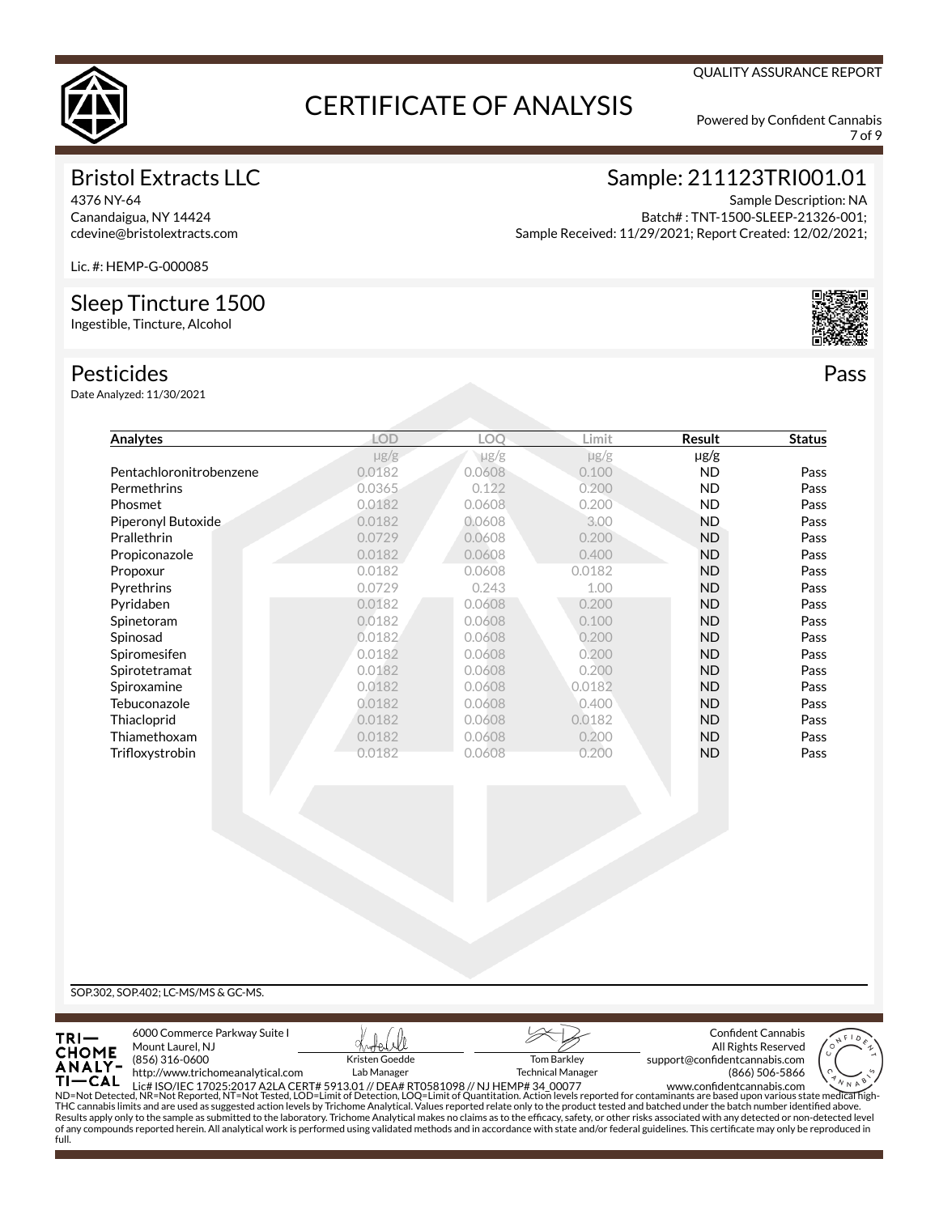QUALITY ASSURANCE REPORT

# CERTIFICATE OF ANALYSIS

Powered by Confident Cannabis

## Bristol Extracts LLC

4376 NY-64
Canandaigua, NY 14424
cdevine@bristolextracts.com

Lic. #: HEMP-G-000085

## Sample: 211123TRI001.01

Sample Description: NA
Batch# : TNT-1500-SLEEP-21326-001;
Sample Received: 11/29/2021; Report Created: 12/02/2021;

## Sleep Tincture 1500

Ingestible, Tincture, Alcohol

## Pesticides

**Pass**

Date Analyzed: 11/30/2021

| Analytes | LOD | LOQ | Limit | Result | Status |
|---|---|---|---|---|---|
| | μg/g | μg/g | μg/g | μg/g | |
| Pentachloronitrobenzene | 0.0182 | 0.0608 | 0.100 | ND | Pass |
| Permethrins | 0.0365 | 0.122 | 0.200 | ND | Pass |
| Phosmet | 0.0182 | 0.0608 | 0.200 | ND | Pass |
| Piperonyl Butoxide | 0.0182 | 0.0608 | 3.00 | ND | Pass |
| Prallethrin | 0.0729 | 0.0608 | 0.200 | ND | Pass |
| Propiconazole | 0.0182 | 0.0608 | 0.400 | ND | Pass |
| Propoxur | 0.0182 | 0.0608 | 0.0182 | ND | Pass |
| Pyrethrins | 0.0729 | 0.243 | 1.00 | ND | Pass |
| Pyridaben | 0.0182 | 0.0608 | 0.200 | ND | Pass |
| Spinetoram | 0.0182 | 0.0608 | 0.100 | ND | Pass |
| Spinosad | 0.0182 | 0.0608 | 0.200 | ND | Pass |
| Spiromesifen | 0.0182 | 0.0608 | 0.200 | ND | Pass |
| Spirotetramat | 0.0182 | 0.0608 | 0.200 | ND | Pass |
| Spiroxamine | 0.0182 | 0.0608 | 0.0182 | ND | Pass |
| Tebuconazole | 0.0182 | 0.0608 | 0.400 | ND | Pass |
| Thiacloprid | 0.0182 | 0.0608 | 0.0182 | ND | Pass |
| Thiamethoxam | 0.0182 | 0.0608 | 0.200 | ND | Pass |
| Trifloxystrobin | 0.0182 | 0.0608 | 0.200 | ND | Pass |

SOP.302, SOP.402; LC-MS/MS & GC-MS.

TRICHOME ANALYTICAL
6000 Commerce Parkway Suite I
Mount Laurel, NJ
(856) 316-0600
http://www.trichomeanalytical.com
Lic# ISO/IEC 17025:2017 A2LA CERT# 5913.01 // DEA# RT0581098 // NJ HEMP# 34_00077

Kristen Goedde, Lab Manager

Tom Barkley, Technical Manager

Confident Cannabis
All Rights Reserved
support@confidentcannabis.com
(866) 506-5866
www.confidentcannabis.com

ND=Not Detected, NR=Not Reported, NT=Not Tested, LOD=Limit of Detection, LOQ=Limit of Quantitation. Action levels reported for contaminants are based upon various state medical high-THC cannabis limits and are used as suggested action levels by Trichome Analytical. Values reported relate only to the product tested and batched under the batch number identified above. Results apply only to the sample as submitted to the laboratory. Trichome Analytical makes no claims as to the efficacy, safety, or other risks associated with any detected or non-detected level of any compounds reported herein. All analytical work is performed using validated methods and in accordance with state and/or federal guidelines. This certificate may only be reproduced in full.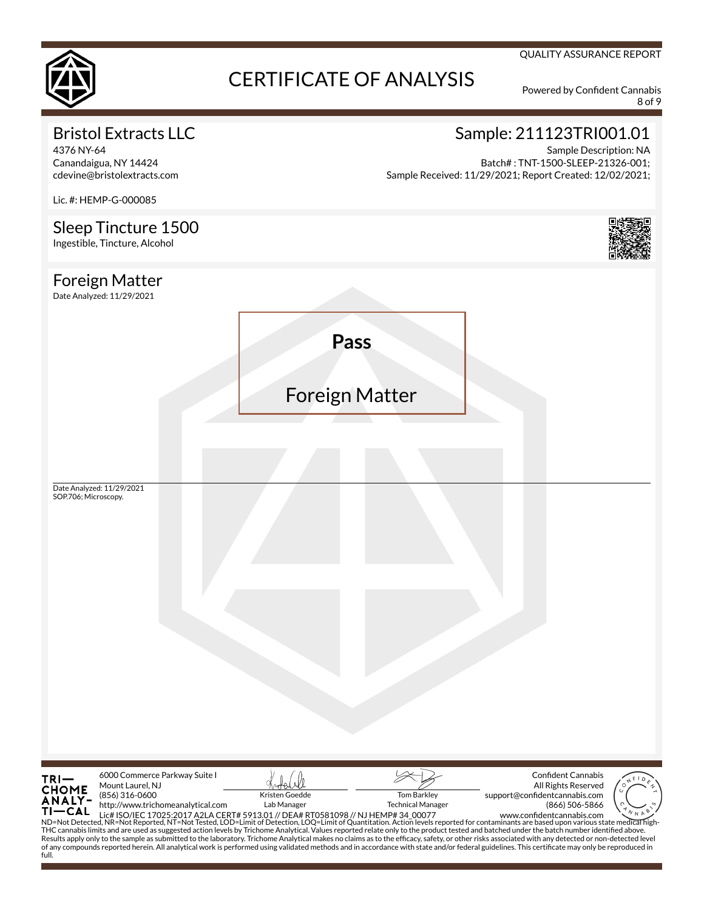QUALITY ASSURANCE REPORT

# CERTIFICATE OF ANALYSIS

Powered by Confident Cannabis

## Bristol Extracts LLC

4376 NY-64
Canandaigua, NY 14424
cdevine@bristolextracts.com

Lic. #: HEMP-G-000085

## Sample: 211123TRI001.01

Sample Description: NA
Batch# : TNT-1500-SLEEP-21326-001;
Sample Received: 11/29/2021; Report Created: 12/02/2021;

## Sleep Tincture 1500

Ingestible, Tincture, Alcohol

## Foreign Matter

Date Analyzed: 11/29/2021

**Pass**

Foreign Matter

Date Analyzed: 11/29/2021
SOP.706; Microscopy.

---

TRICHOME ANALYTICAL
6000 Commerce Parkway Suite I
Mount Laurel, NJ
(856) 316-0600
http://www.trichomeanalytical.com
Lic# ISO/IEC 17025:2017 A2LA CERT# 5913.01 // DEA# RT0581098 // NJ HEMP# 34_00077

Kristen Goedde
Lab Manager

Tom Barkley
Technical Manager

Confident Cannabis
All Rights Reserved
support@confidentcannabis.com
(866) 506-5866
www.confidentcannabis.com

ND=Not Detected, NR=Not Reported, NT=Not Tested, LOD=Limit of Detection, LOQ=Limit of Quantitation. Action levels reported for contaminants are based upon various state medical high-THC cannabis limits and are used as suggested action levels by Trichome Analytical. Values reported relate only to the product tested and batched under the batch number identified above. Results apply only to the sample as submitted to the laboratory. Trichome Analytical makes no claims as to the efficacy, safety, or other risks associated with any detected or non-detected level of any compounds reported herein. All analytical work is performed using validated methods and in accordance with state and/or federal guidelines. This certificate may only be reproduced in full.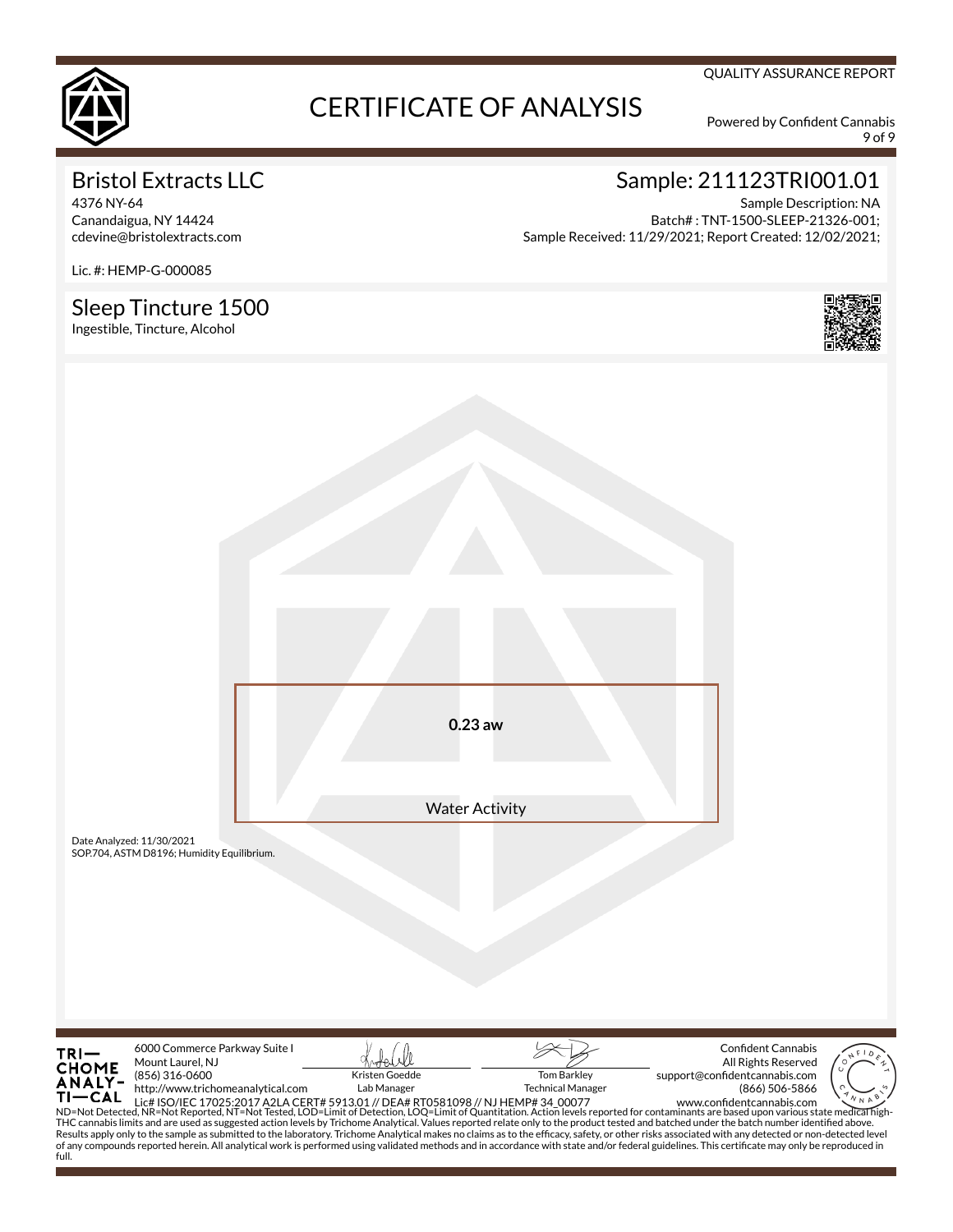QUALITY ASSURANCE REPORT

# CERTIFICATE OF ANALYSIS

Powered by Confident Cannabis

## Bristol Extracts LLC

4376 NY-64
Canandaigua, NY 14424
cdevine@bristolextracts.com

Lic. #: HEMP-G-000085

## Sample: 211123TRI001.01

Sample Description: NA
Batch# : TNT-1500-SLEEP-21326-001;
Sample Received: 11/29/2021; Report Created: 12/02/2021;

## Sleep Tincture 1500

Ingestible, Tincture, Alcohol

**0.23 aw**

Water Activity

Date Analyzed: 11/30/2021
SOP.704, ASTM D8196; Humidity Equilibrium.

TRI—CHOME ANALY—TI—CAL
6000 Commerce Parkway Suite I
Mount Laurel, NJ
(856) 316-0600
http://www.trichomeanalytical.com
Lic# ISO/IEC 17025:2017 A2LA CERT# 5913.01 // DEA# RT0581098 // NJ HEMP# 34_00077

Kristen Goedde
Lab Manager

Tom Barkley
Technical Manager

Confident Cannabis
All Rights Reserved
support@confidentcannabis.com
(866) 506-5866
www.confidentcannabis.com

ND=Not Detected, NR=Not Reported, NT=Not Tested, LOD=Limit of Detection, LOQ=Limit of Quantitation. Action levels reported for contaminants are based upon various state medical high-THC cannabis limits and are used as suggested action levels by Trichome Analytical. Values reported relate only to the product tested and batched under the batch number identified above. Results apply only to the sample as submitted to the laboratory. Trichome Analytical makes no claims as to the efficacy, safety, or other risks associated with any detected or non-detected level of any compounds reported herein. All analytical work is performed using validated methods and in accordance with state and/or federal guidelines. This certificate may only be reproduced in full.